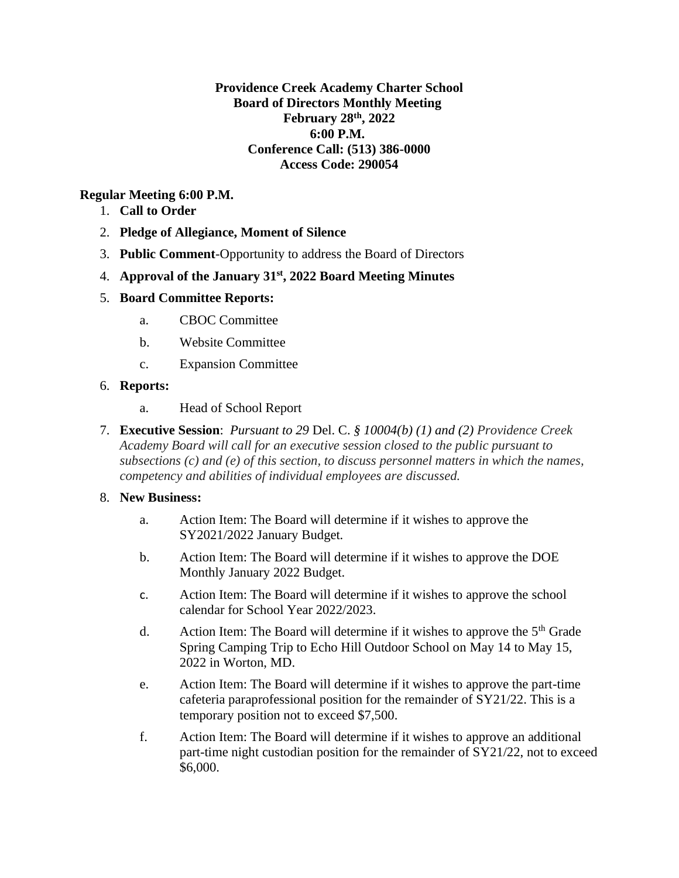**Providence Creek Academy Charter School**
**Board of Directors Monthly Meeting**
**February 28th, 2022**
**6:00 P.M.**
**Conference Call: (513) 386-0000**
**Access Code: 290054**

**Regular Meeting 6:00 P.M.**

1. **Call to Order**
2. **Pledge of Allegiance, Moment of Silence**
3. **Public Comment**-Opportunity to address the Board of Directors
4. **Approval of the January 31st, 2022 Board Meeting Minutes**
5. **Board Committee Reports:**
   a. CBOC Committee
   b. Website Committee
   c. Expansion Committee
6. **Reports:**
   a. Head of School Report
7. **Executive Session**: *Pursuant to 29* Del. C. *§ 10004(b) (1) and (2) Providence Creek Academy Board will call for an executive session closed to the public pursuant to subsections (c) and (e) of this section, to discuss personnel matters in which the names, competency and abilities of individual employees are discussed.*
8. **New Business:**
   a. Action Item: The Board will determine if it wishes to approve the SY2021/2022 January Budget.
   b. Action Item: The Board will determine if it wishes to approve the DOE Monthly January 2022 Budget.
   c. Action Item: The Board will determine if it wishes to approve the school calendar for School Year 2022/2023.
   d. Action Item: The Board will determine if it wishes to approve the 5th Grade Spring Camping Trip to Echo Hill Outdoor School on May 14 to May 15, 2022 in Worton, MD.
   e. Action Item: The Board will determine if it wishes to approve the part-time cafeteria paraprofessional position for the remainder of SY21/22. This is a temporary position not to exceed $7,500.
   f. Action Item: The Board will determine if it wishes to approve an additional part-time night custodian position for the remainder of SY21/22, not to exceed $6,000.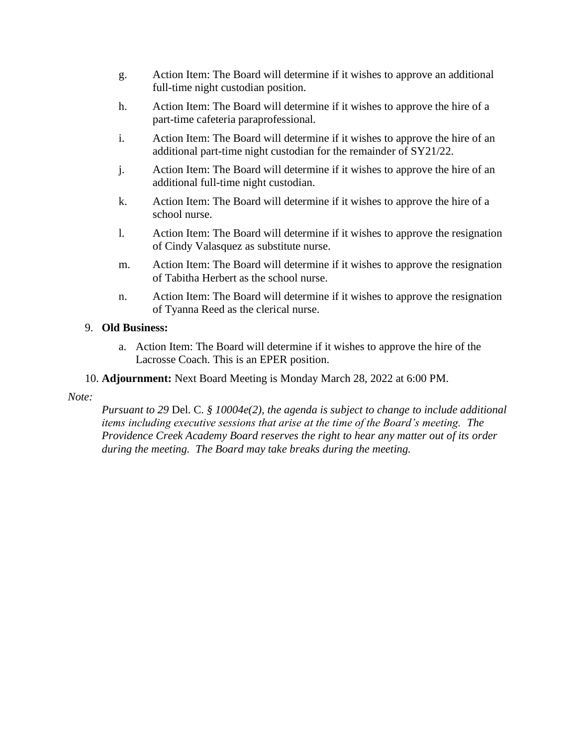g. Action Item: The Board will determine if it wishes to approve an additional full-time night custodian position.

h. Action Item: The Board will determine if it wishes to approve the hire of a part-time cafeteria paraprofessional.

i. Action Item: The Board will determine if it wishes to approve the hire of an additional part-time night custodian for the remainder of SY21/22.

j. Action Item: The Board will determine if it wishes to approve the hire of an additional full-time night custodian.

k. Action Item: The Board will determine if it wishes to approve the hire of a school nurse.

l. Action Item: The Board will determine if it wishes to approve the resignation of Cindy Valasquez as substitute nurse.

m. Action Item: The Board will determine if it wishes to approve the resignation of Tabitha Herbert as the school nurse.

n. Action Item: The Board will determine if it wishes to approve the resignation of Tyanna Reed as the clerical nurse.

9. **Old Business:**

   a. Action Item: The Board will determine if it wishes to approve the hire of the Lacrosse Coach. This is an EPER position.

10. **Adjournment:** Next Board Meeting is Monday March 28, 2022 at 6:00 PM.

*Note:*

*Pursuant to 29* Del. C. *§ 10004e(2), the agenda is subject to change to include additional items including executive sessions that arise at the time of the Board's meeting. The Providence Creek Academy Board reserves the right to hear any matter out of its order during the meeting. The Board may take breaks during the meeting.*